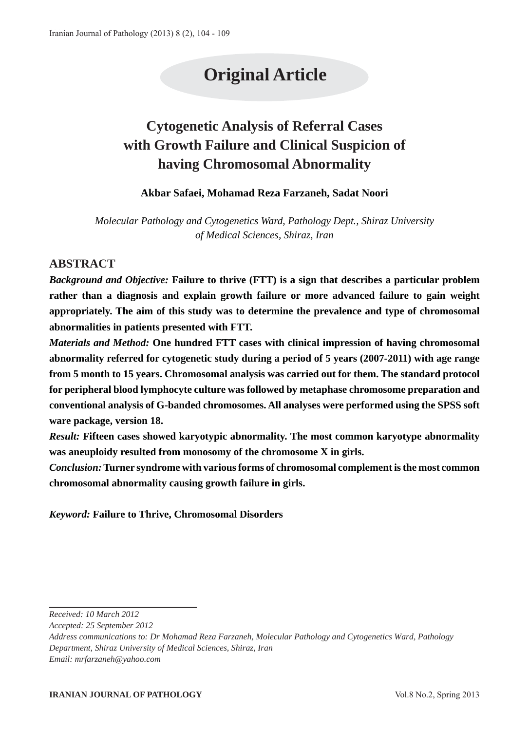# Original Article

## Cytogenetic Analysis of Referral Cases with Growth Failure and Clinical Suspicion of having Chromosomal Abnormality

**Akbar Safaei, Mohamad Reza Farzaneh, Sadat Noori**

*Molecular Pathology and Cytogenetics Ward, Pathology Dept., Shiraz University of Medical Sciences, Shiraz, Iran*

### ABSTRACT

***Background and Objective:*** **Failure to thrive (FTT) is a sign that describes a particular problem rather than a diagnosis and explain growth failure or more advanced failure to gain weight appropriately. The aim of this study was to determine the prevalence and type of chromosomal abnormalities in patients presented with FTT.**

***Materials and Method:*** **One hundred FTT cases with clinical impression of having chromosomal abnormality referred for cytogenetic study during a period of 5 years (2007-2011) with age range from 5 month to 15 years. Chromosomal analysis was carried out for them. The standard protocol for peripheral blood lymphocyte culture was followed by metaphase chromosome preparation and conventional analysis of G-banded chromosomes. All analyses were performed using the SPSS soft ware package, version 18.**

***Result:*** **Fifteen cases showed karyotypic abnormality. The most common karyotype abnormality was aneuploidy resulted from monosomy of the chromosome X in girls.**

***Conclusion:*** **Turner syndrome with various forms of chromosomal complement is the most common chromosomal abnormality causing growth failure in girls.**

***Keyword:*** **Failure to Thrive, Chromosomal Disorders**

---

*Received: 10 March 2012*

*Accepted: 25 September 2012*

*Address communications to: Dr Mohamad Reza Farzaneh, Molecular Pathology and Cytogenetics Ward, Pathology Department, Shiraz University of Medical Sciences, Shiraz, Iran*

*Email: mrfarzaneh@yahoo.com*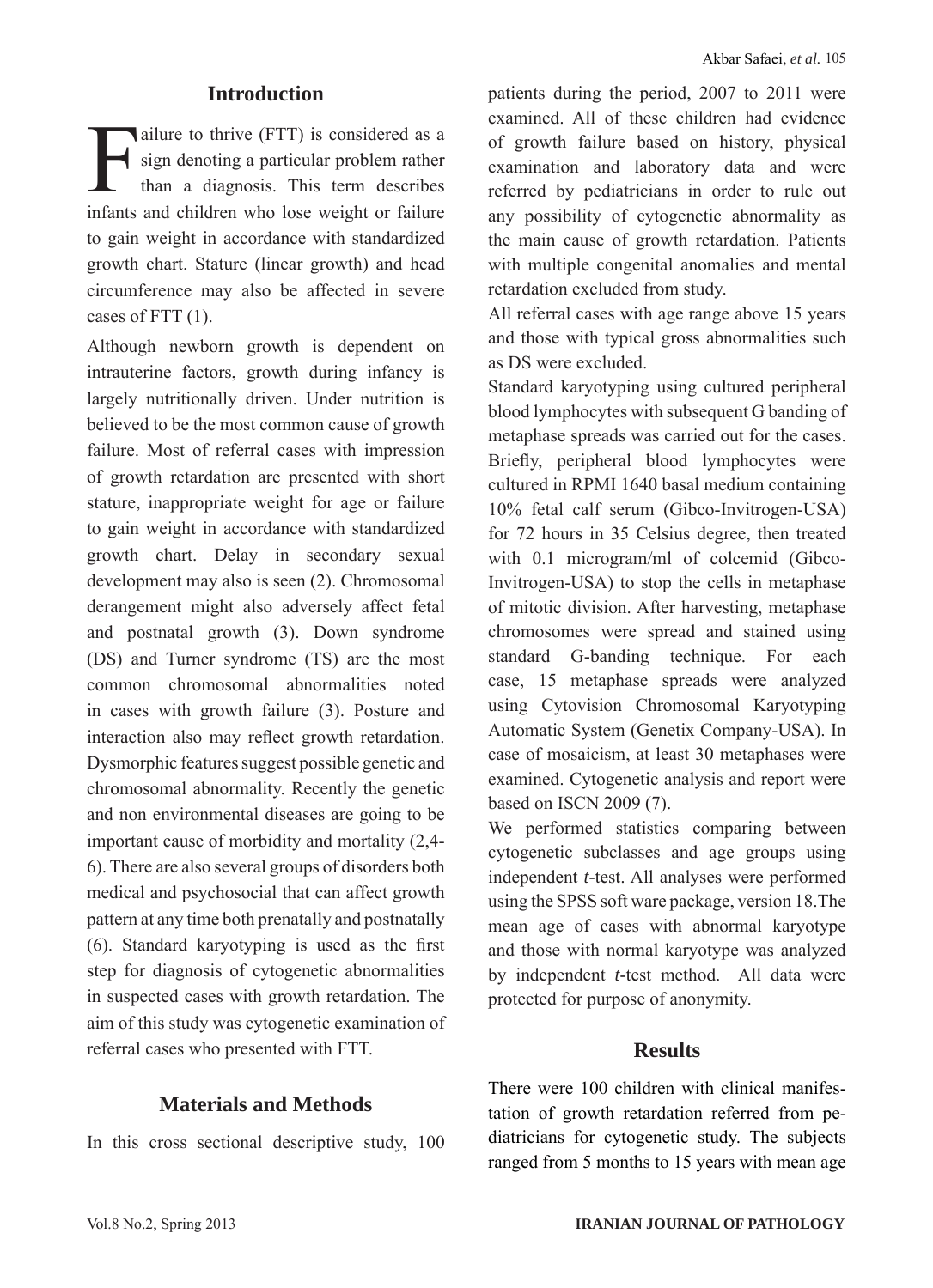## Introduction

Failure to thrive (FTT) is considered as a sign denoting a particular problem rather than a diagnosis. This term describes infants and children who lose weight or failure to gain weight in accordance with standardized growth chart. Stature (linear growth) and head circumference may also be affected in severe cases of FTT (1).

Although newborn growth is dependent on intrauterine factors, growth during infancy is largely nutritionally driven. Under nutrition is believed to be the most common cause of growth failure. Most of referral cases with impression of growth retardation are presented with short stature, inappropriate weight for age or failure to gain weight in accordance with standardized growth chart. Delay in secondary sexual development may also is seen (2). Chromosomal derangement might also adversely affect fetal and postnatal growth (3). Down syndrome (DS) and Turner syndrome (TS) are the most common chromosomal abnormalities noted in cases with growth failure (3). Posture and interaction also may reflect growth retardation. Dysmorphic features suggest possible genetic and chromosomal abnormality. Recently the genetic and non environmental diseases are going to be important cause of morbidity and mortality (2,4-6). There are also several groups of disorders both medical and psychosocial that can affect growth pattern at any time both prenatally and postnatally (6). Standard karyotyping is used as the first step for diagnosis of cytogenetic abnormalities in suspected cases with growth retardation. The aim of this study was cytogenetic examination of referral cases who presented with FTT.

## Materials and Methods

In this cross sectional descriptive study, 100 patients during the period, 2007 to 2011 were examined. All of these children had evidence of growth failure based on history, physical examination and laboratory data and were referred by pediatricians in order to rule out any possibility of cytogenetic abnormality as the main cause of growth retardation. Patients with multiple congenital anomalies and mental retardation excluded from study.

All referral cases with age range above 15 years and those with typical gross abnormalities such as DS were excluded.

Standard karyotyping using cultured peripheral blood lymphocytes with subsequent G banding of metaphase spreads was carried out for the cases. Briefly, peripheral blood lymphocytes were cultured in RPMI 1640 basal medium containing 10% fetal calf serum (Gibco-Invitrogen-USA) for 72 hours in 35 Celsius degree, then treated with 0.1 microgram/ml of colcemid (Gibco-Invitrogen-USA) to stop the cells in metaphase of mitotic division. After harvesting, metaphase chromosomes were spread and stained using standard G-banding technique. For each case, 15 metaphase spreads were analyzed using Cytovision Chromosomal Karyotyping Automatic System (Genetix Company-USA). In case of mosaicism, at least 30 metaphases were examined. Cytogenetic analysis and report were based on ISCN 2009 (7).

We performed statistics comparing between cytogenetic subclasses and age groups using independent *t*-test. All analyses were performed using the SPSS soft ware package, version 18.The mean age of cases with abnormal karyotype and those with normal karyotype was analyzed by independent *t*-test method. All data were protected for purpose of anonymity.

## Results

There were 100 children with clinical manifestation of growth retardation referred from pediatricians for cytogenetic study. The subjects ranged from 5 months to 15 years with mean age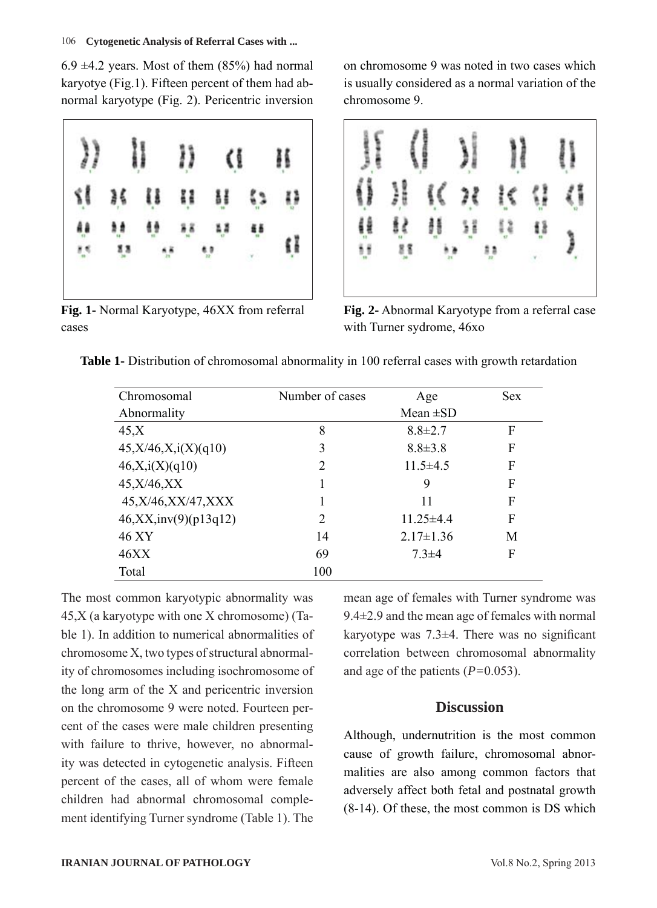6.9 ±4.2 years. Most of them (85%) had normal karyotye (Fig.1). Fifteen percent of them had abnormal karyotype (Fig. 2). Pericentric inversion on chromosome 9 was noted in two cases which is usually considered as a normal variation of the chromosome 9.

**Fig. 1-** Normal Karyotype, 46XX from referral cases

**Fig. 2-** Abnormal Karyotype from a referral case with Turner sydrome, 46xo

**Table 1-** Distribution of chromosomal abnormality in 100 referral cases with growth retardation

| Chromosomal Abnormality | Number of cases | Age Mean ±SD | Sex |
|---|---|---|---|
| 45,X | 8 | 8.8±2.7 | F |
| 45,X/46,X,i(X)(q10) | 3 | 8.8±3.8 | F |
| 46,X,i(X)(q10) | 2 | 11.5±4.5 | F |
| 45,X/46,XX | 1 | 9 | F |
| 45,X/46,XX/47,XXX | 1 | 11 | F |
| 46,XX,inv(9)(p13q12) | 2 | 11.25±4.4 | F |
| 46 XY | 14 | 2.17±1.36 | M |
| 46XX | 69 | 7.3±4 | F |
| Total | 100 | | |

The most common karyotypic abnormality was 45,X (a karyotype with one X chromosome) (Table 1). In addition to numerical abnormalities of chromosome X, two types of structural abnormality of chromosomes including isochromosome of the long arm of the X and pericentric inversion on the chromosome 9 were noted. Fourteen percent of the cases were male children presenting with failure to thrive, however, no abnormality was detected in cytogenetic analysis. Fifteen percent of the cases, all of whom were female children had abnormal chromosomal complement identifying Turner syndrome (Table 1). The mean age of females with Turner syndrome was 9.4±2.9 and the mean age of females with normal karyotype was 7.3±4. There was no significant correlation between chromosomal abnormality and age of the patients ($P$=0.053).

## Discussion

Although, undernutrition is the most common cause of growth failure, chromosomal abnormalities are also among common factors that adversely affect both fetal and postnatal growth (8-14). Of these, the most common is DS which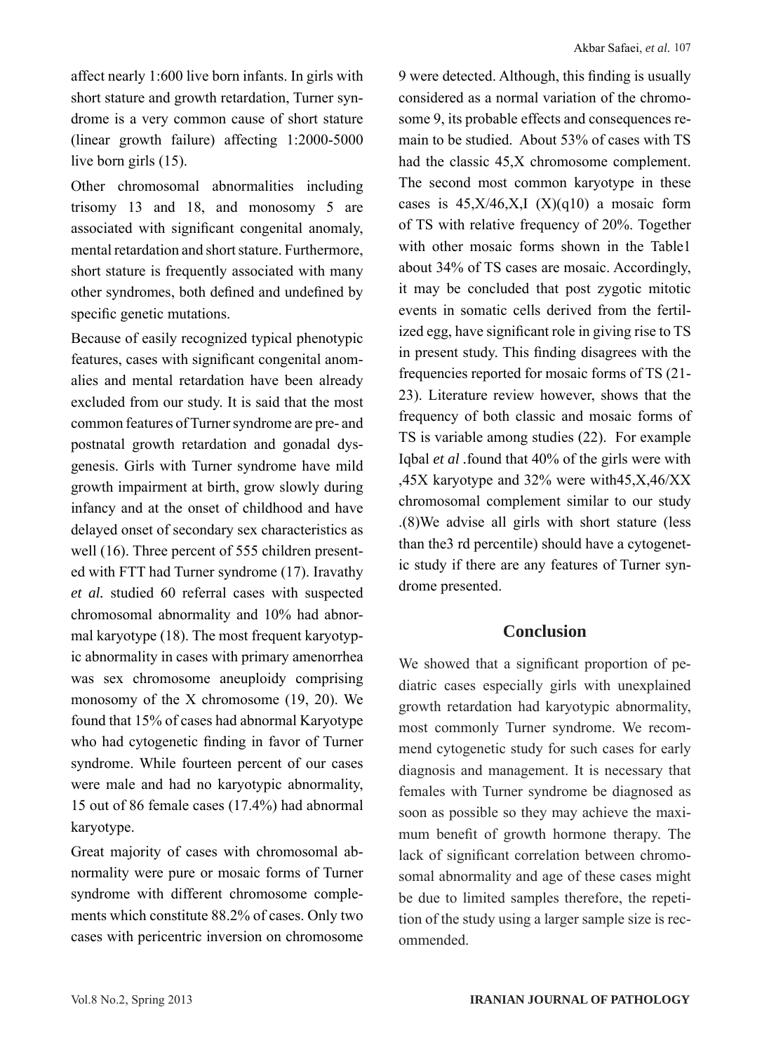affect nearly 1:600 live born infants. In girls with short stature and growth retardation, Turner syndrome is a very common cause of short stature (linear growth failure) affecting 1:2000-5000 live born girls (15).

Other chromosomal abnormalities including trisomy 13 and 18, and monosomy 5 are associated with significant congenital anomaly, mental retardation and short stature. Furthermore, short stature is frequently associated with many other syndromes, both defined and undefined by specific genetic mutations.

Because of easily recognized typical phenotypic features, cases with significant congenital anomalies and mental retardation have been already excluded from our study. It is said that the most common features of Turner syndrome are pre- and postnatal growth retardation and gonadal dysgenesis. Girls with Turner syndrome have mild growth impairment at birth, grow slowly during infancy and at the onset of childhood and have delayed onset of secondary sex characteristics as well (16). Three percent of 555 children presented with FTT had Turner syndrome (17). Iravathy *et al.* studied 60 referral cases with suspected chromosomal abnormality and 10% had abnormal karyotype (18). The most frequent karyotypic abnormality in cases with primary amenorrhea was sex chromosome aneuploidy comprising monosomy of the X chromosome (19, 20). We found that 15% of cases had abnormal Karyotype who had cytogenetic finding in favor of Turner syndrome. While fourteen percent of our cases were male and had no karyotypic abnormality, 15 out of 86 female cases (17.4%) had abnormal karyotype.

Great majority of cases with chromosomal abnormality were pure or mosaic forms of Turner syndrome with different chromosome complements which constitute 88.2% of cases. Only two cases with pericentric inversion on chromosome 9 were detected. Although, this finding is usually considered as a normal variation of the chromosome 9, its probable effects and consequences remain to be studied. About 53% of cases with TS had the classic 45,X chromosome complement. The second most common karyotype in these cases is 45,X/46,X,I (X)(q10) a mosaic form of TS with relative frequency of 20%. Together with other mosaic forms shown in the Table1 about 34% of TS cases are mosaic. Accordingly, it may be concluded that post zygotic mitotic events in somatic cells derived from the fertilized egg, have significant role in giving rise to TS in present study. This finding disagrees with the frequencies reported for mosaic forms of TS (21-23). Literature review however, shows that the frequency of both classic and mosaic forms of TS is variable among studies (22). For example Iqbal *et al* .found that 40% of the girls were with ,45X karyotype and 32% were with45,X,46/XX chromosomal complement similar to our study .(8)We advise all girls with short stature (less than the3 rd percentile) should have a cytogenetic study if there are any features of Turner syndrome presented.

## Conclusion

We showed that a significant proportion of pediatric cases especially girls with unexplained growth retardation had karyotypic abnormality, most commonly Turner syndrome. We recommend cytogenetic study for such cases for early diagnosis and management. It is necessary that females with Turner syndrome be diagnosed as soon as possible so they may achieve the maximum benefit of growth hormone therapy. The lack of significant correlation between chromosomal abnormality and age of these cases might be due to limited samples therefore, the repetition of the study using a larger sample size is recommended.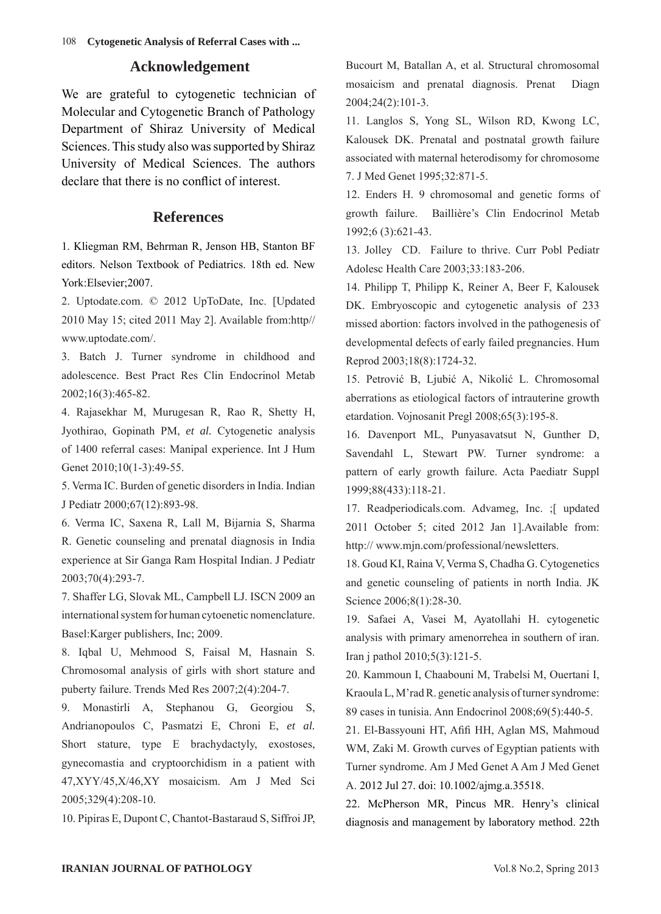## Acknowledgement

We are grateful to cytogenetic technician of Molecular and Cytogenetic Branch of Pathology Department of Shiraz University of Medical Sciences. This study also was supported by Shiraz University of Medical Sciences. The authors declare that there is no conflict of interest.

## References

1. Kliegman RM, Behrman R, Jenson HB, Stanton BF editors. Nelson Textbook of Pediatrics. 18th ed. New York:Elsevier;2007.

2. Uptodate.com. © 2012 UpToDate, Inc. [Updated 2010 May 15; cited 2011 May 2]. Available from:http// www.uptodate.com/.

3. Batch J. Turner syndrome in childhood and adolescence. Best Pract Res Clin Endocrinol Metab 2002;16(3):465-82.

4. Rajasekhar M, Murugesan R, Rao R, Shetty H, Jyothirao, Gopinath PM, *et al.* Cytogenetic analysis of 1400 referral cases: Manipal experience. Int J Hum Genet 2010;10(1-3):49-55.

5. Verma IC. Burden of genetic disorders in India. Indian J Pediatr 2000;67(12):893-98.

6. Verma IC, Saxena R, Lall M, Bijarnia S, Sharma R. Genetic counseling and prenatal diagnosis in India experience at Sir Ganga Ram Hospital Indian. J Pediatr 2003;70(4):293-7.

7. Shaffer LG, Slovak ML, Campbell LJ. ISCN 2009 an international system for human cytoenetic nomenclature. Basel:Karger publishers, Inc; 2009.

8. Iqbal U, Mehmood S, Faisal M, Hasnain S. Chromosomal analysis of girls with short stature and puberty failure. Trends Med Res 2007;2(4):204-7.

9. Monastirli A, Stephanou G, Georgiou S, Andrianopoulos C, Pasmatzi E, Chroni E, *et al.* Short stature, type E brachydactyly, exostoses, gynecomastia and cryptoorchidism in a patient with 47,XYY/45,X/46,XY mosaicism. Am J Med Sci 2005;329(4):208-10.

10. Pipiras E, Dupont C, Chantot-Bastaraud S, Siffroi JP, Bucourt M, Batallan A, et al. Structural chromosomal mosaicism and prenatal diagnosis. Prenat Diagn 2004;24(2):101-3.

11. Langlos S, Yong SL, Wilson RD, Kwong LC, Kalousek DK. Prenatal and postnatal growth failure associated with maternal heterodisomy for chromosome 7. J Med Genet 1995;32:871-5.

12. Enders H. 9 chromosomal and genetic forms of growth failure. Baillière's Clin Endocrinol Metab 1992;6 (3):621-43.

13. Jolley CD. Failure to thrive. Curr Pobl Pediatr Adolesc Health Care 2003;33:183-206.

14. Philipp T, Philipp K, Reiner A, Beer F, Kalousek DK. Embryoscopic and cytogenetic analysis of 233 missed abortion: factors involved in the pathogenesis of developmental defects of early failed pregnancies. Hum Reprod 2003;18(8):1724-32.

15. Petrović B, Ljubić A, Nikolić L. Chromosomal aberrations as etiological factors of intrauterine growth etardation. Vojnosanit Pregl 2008;65(3):195-8.

16. Davenport ML, Punyasavatsut N, Gunther D, Savendahl L, Stewart PW. Turner syndrome: a pattern of early growth failure. Acta Paediatr Suppl 1999;88(433):118-21.

17. Readperiodicals.com. Advameg, Inc. ;[ updated 2011 October 5; cited 2012 Jan 1].Available from: http:// www.mjn.com/professional/newsletters.

18. Goud KI, Raina V, Verma S, Chadha G. Cytogenetics and genetic counseling of patients in north India. JK Science 2006;8(1):28-30.

19. Safaei A, Vasei M, Ayatollahi H. cytogenetic analysis with primary amenorrehea in southern of iran. Iran j pathol 2010;5(3):121-5.

20. Kammoun I, Chaabouni M, Trabelsi M, Ouertani I, Kraoula L, M'rad R. genetic analysis of turner syndrome: 89 cases in tunisia. Ann Endocrinol 2008;69(5):440-5.

21. El-Bassyouni HT, Afifi HH, Aglan MS, Mahmoud WM, Zaki M. Growth curves of Egyptian patients with Turner syndrome. Am J Med Genet A Am J Med Genet A. 2012 Jul 27. doi: 10.1002/ajmg.a.35518.

22. McPherson MR, Pincus MR. Henry's clinical diagnosis and management by laboratory method. 22th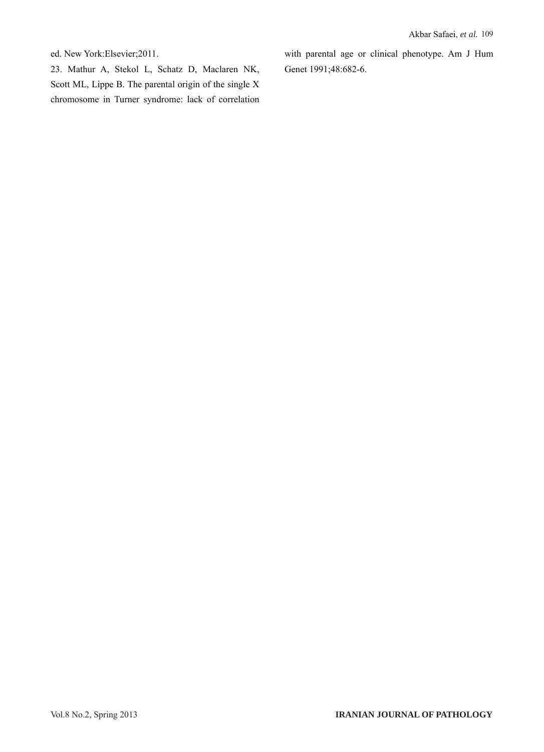ed. New York:Elsevier;2011.

23. Mathur A, Stekol L, Schatz D, Maclaren NK, Scott ML, Lippe B. The parental origin of the single X chromosome in Turner syndrome: lack of correlation with parental age or clinical phenotype. Am J Hum Genet 1991;48:682-6.